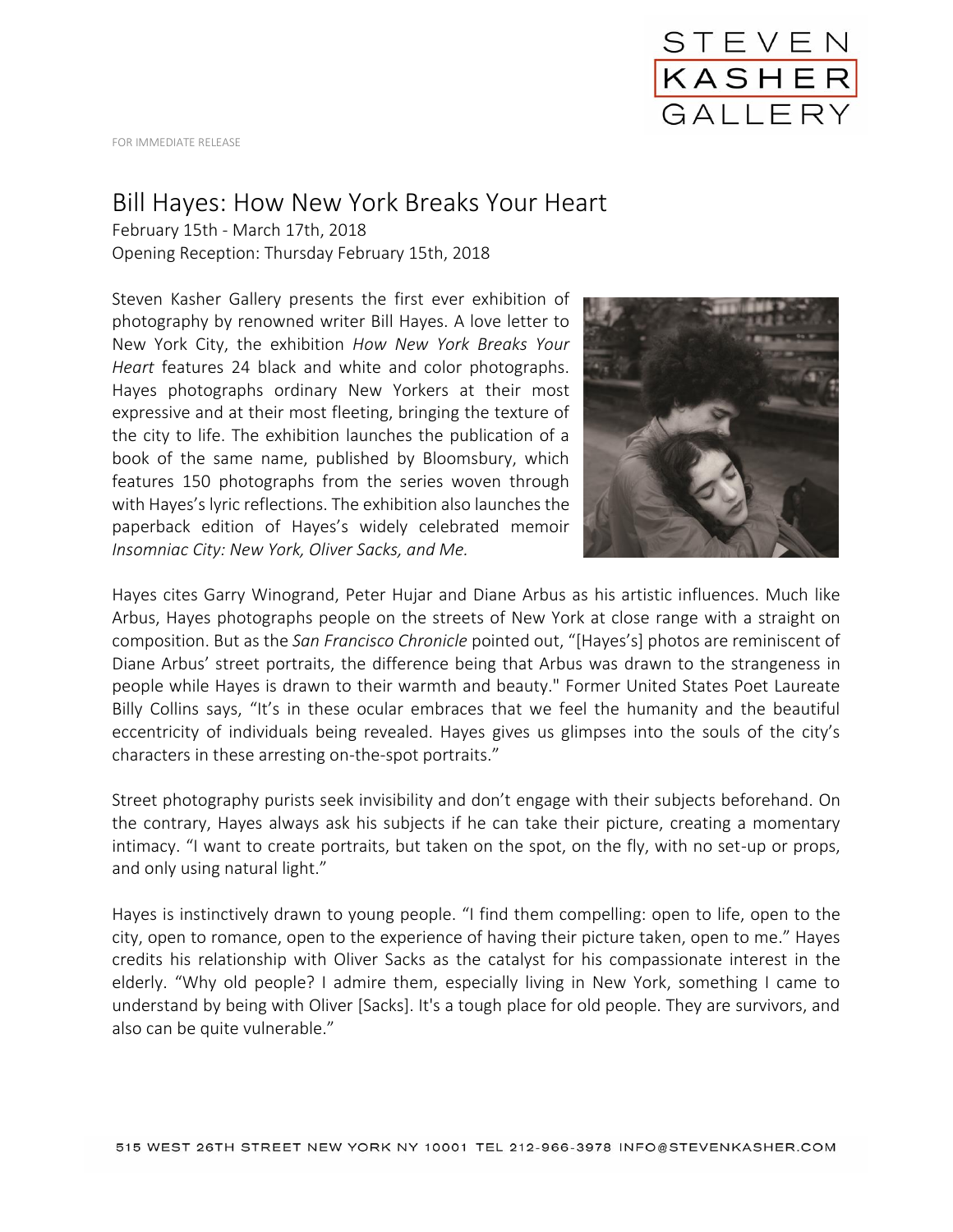STEVEN KASHER GALLERY

FOR IMMEDIATE RELEASE

# Bill Hayes: How New York Breaks Your Heart

February 15th - March 17th, 2018
Opening Reception: Thursday February 15th, 2018

Steven Kasher Gallery presents the first ever exhibition of photography by renowned writer Bill Hayes. A love letter to New York City, the exhibition *How New York Breaks Your Heart* features 24 black and white and color photographs. Hayes photographs ordinary New Yorkers at their most expressive and at their most fleeting, bringing the texture of the city to life. The exhibition launches the publication of a book of the same name, published by Bloomsbury, which features 150 photographs from the series woven through with Hayes's lyric reflections. The exhibition also launches the paperback edition of Hayes's widely celebrated memoir *Insomniac City: New York, Oliver Sacks, and Me.*

Hayes cites Garry Winogrand, Peter Hujar and Diane Arbus as his artistic influences. Much like Arbus, Hayes photographs people on the streets of New York at close range with a straight on composition. But as the *San Francisco Chronicle* pointed out, "[Hayes's] photos are reminiscent of Diane Arbus' street portraits, the difference being that Arbus was drawn to the strangeness in people while Hayes is drawn to their warmth and beauty." Former United States Poet Laureate Billy Collins says, "It's in these ocular embraces that we feel the humanity and the beautiful eccentricity of individuals being revealed. Hayes gives us glimpses into the souls of the city's characters in these arresting on-the-spot portraits."

Street photography purists seek invisibility and don't engage with their subjects beforehand. On the contrary, Hayes always ask his subjects if he can take their picture, creating a momentary intimacy. "I want to create portraits, but taken on the spot, on the fly, with no set-up or props, and only using natural light."

Hayes is instinctively drawn to young people. "I find them compelling: open to life, open to the city, open to romance, open to the experience of having their picture taken, open to me." Hayes credits his relationship with Oliver Sacks as the catalyst for his compassionate interest in the elderly. "Why old people? I admire them, especially living in New York, something I came to understand by being with Oliver [Sacks]. It's a tough place for old people. They are survivors, and also can be quite vulnerable."

515 WEST 26TH STREET NEW YORK NY 10001 TEL 212-966-3978 INFO@STEVENKASHER.COM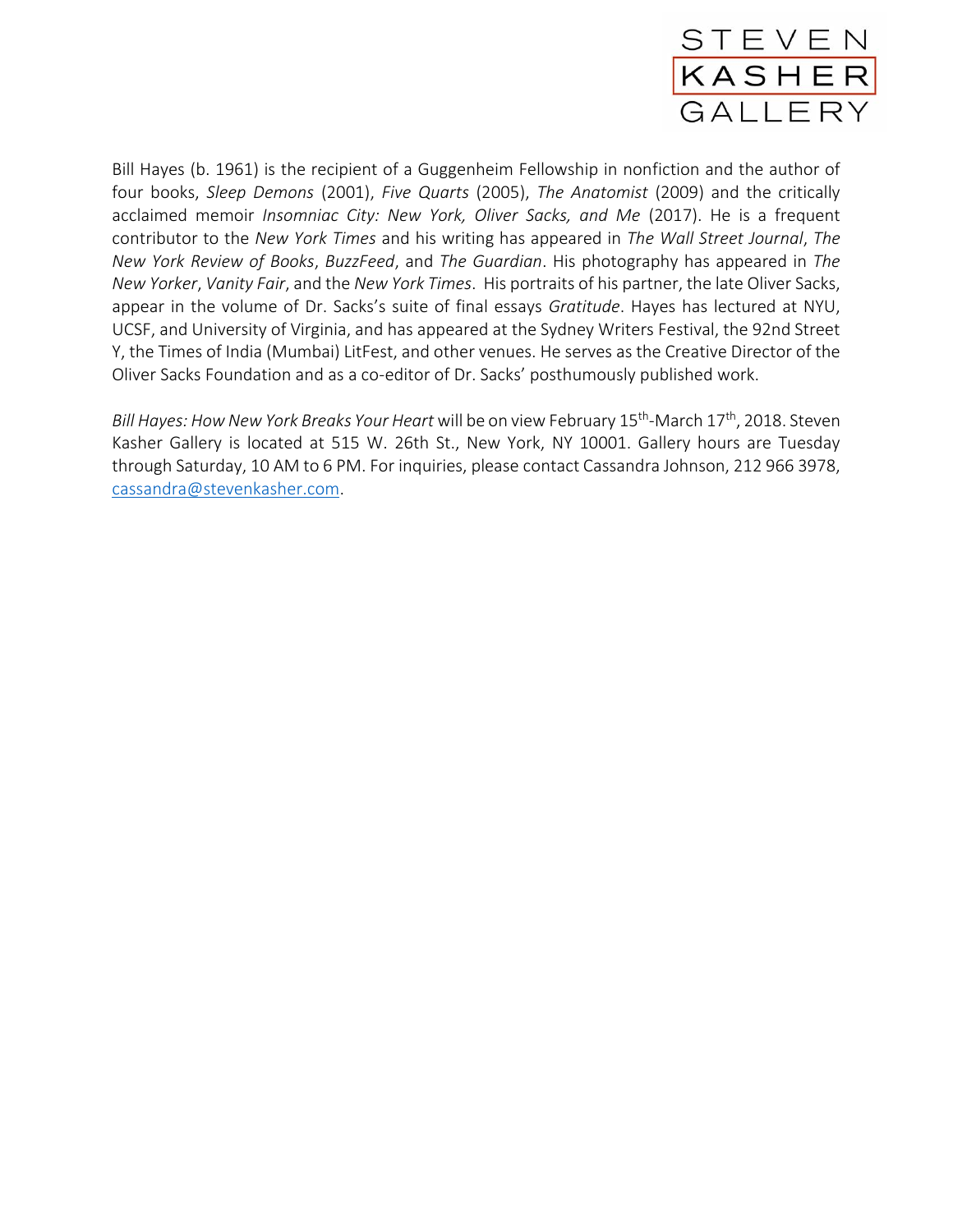STEVEN
KASHER
GALLERY

Bill Hayes (b. 1961) is the recipient of a Guggenheim Fellowship in nonfiction and the author of four books, *Sleep Demons* (2001), *Five Quarts* (2005), *The Anatomist* (2009) and the critically acclaimed memoir *Insomniac City: New York, Oliver Sacks, and Me* (2017). He is a frequent contributor to the *New York Times* and his writing has appeared in *The Wall Street Journal*, *The New York Review of Books*, *BuzzFeed*, and *The Guardian*. His photography has appeared in *The New Yorker*, *Vanity Fair*, and the *New York Times*. His portraits of his partner, the late Oliver Sacks, appear in the volume of Dr. Sacks's suite of final essays *Gratitude*. Hayes has lectured at NYU, UCSF, and University of Virginia, and has appeared at the Sydney Writers Festival, the 92nd Street Y, the Times of India (Mumbai) LitFest, and other venues. He serves as the Creative Director of the Oliver Sacks Foundation and as a co-editor of Dr. Sacks' posthumously published work.

*Bill Hayes: How New York Breaks Your Heart* will be on view February 15th-March 17th, 2018. Steven Kasher Gallery is located at 515 W. 26th St., New York, NY 10001. Gallery hours are Tuesday through Saturday, 10 AM to 6 PM. For inquiries, please contact Cassandra Johnson, 212 966 3978, cassandra@stevenkasher.com.